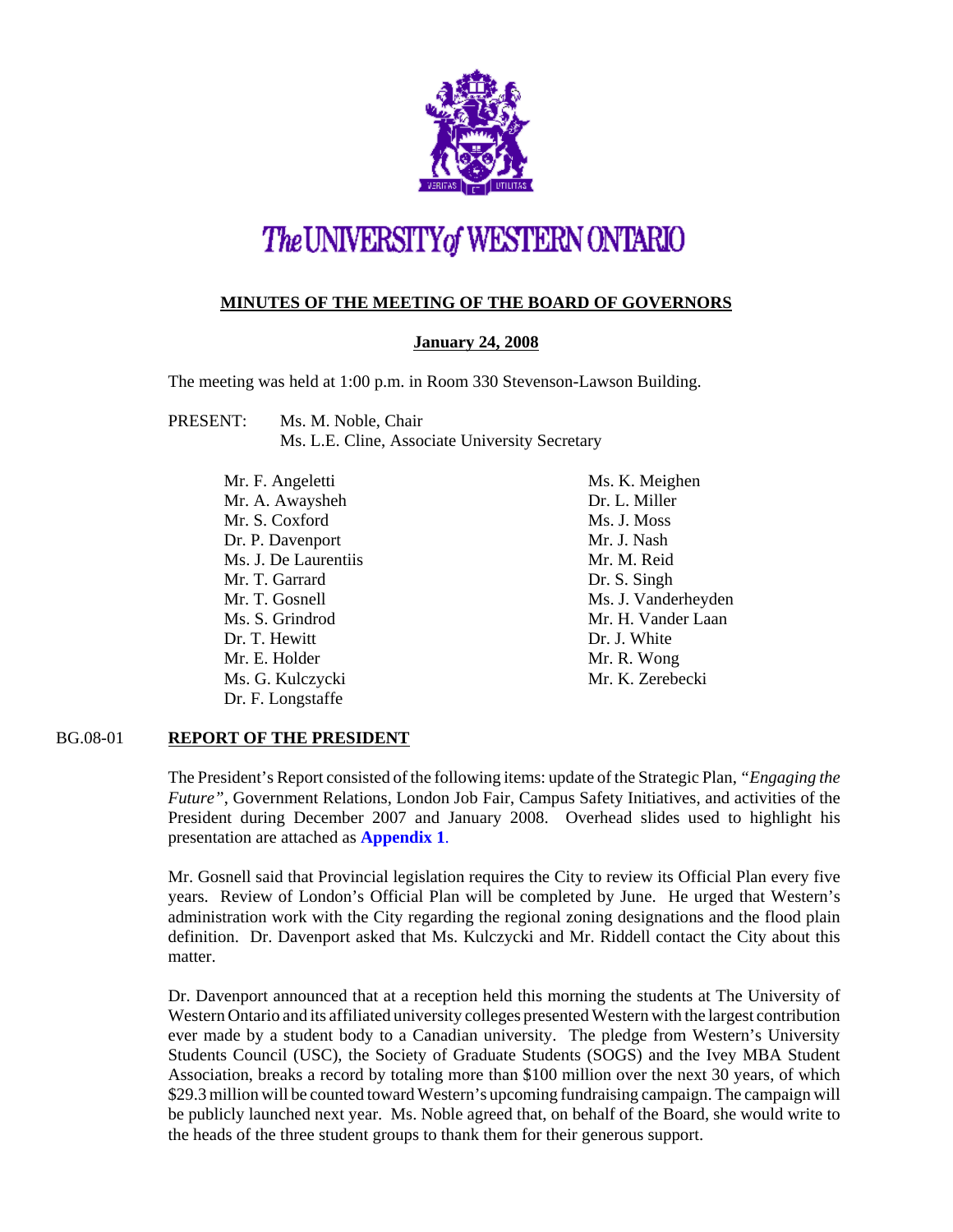# The UNIVERSITY of WESTERN ONTARIO

## MINUTES OF THE MEETING OF THE BOARD OF GOVERNORS

**January 24, 2008**

The meeting was held at 1:00 p.m. in Room 330 Stevenson-Lawson Building.

PRESENT: Ms. M. Noble, Chair
Ms. L.E. Cline, Associate University Secretary

Mr. F. Angeletti
Mr. A. Awaysheh
Mr. S. Coxford
Dr. P. Davenport
Ms. J. De Laurentiis
Mr. T. Garrard
Mr. T. Gosnell
Ms. S. Grindrod
Dr. T. Hewitt
Mr. E. Holder
Ms. G. Kulczycki
Dr. F. Longstaffe
Ms. K. Meighen
Dr. L. Miller
Ms. J. Moss
Mr. J. Nash
Mr. M. Reid
Dr. S. Singh
Ms. J. Vanderheyden
Mr. H. Vander Laan
Dr. J. White
Mr. R. Wong
Mr. K. Zerebecki

### BG.08-01 REPORT OF THE PRESIDENT

The President's Report consisted of the following items: update of the Strategic Plan, *"Engaging the Future"*, Government Relations, London Job Fair, Campus Safety Initiatives, and activities of the President during December 2007 and January 2008. Overhead slides used to highlight his presentation are attached as **Appendix 1**.

Mr. Gosnell said that Provincial legislation requires the City to review its Official Plan every five years. Review of London's Official Plan will be completed by June. He urged that Western's administration work with the City regarding the regional zoning designations and the flood plain definition. Dr. Davenport asked that Ms. Kulczycki and Mr. Riddell contact the City about this matter.

Dr. Davenport announced that at a reception held this morning the students at The University of Western Ontario and its affiliated university colleges presented Western with the largest contribution ever made by a student body to a Canadian university. The pledge from Western's University Students Council (USC), the Society of Graduate Students (SOGS) and the Ivey MBA Student Association, breaks a record by totaling more than $100 million over the next 30 years, of which $29.3 million will be counted toward Western's upcoming fundraising campaign. The campaign will be publicly launched next year. Ms. Noble agreed that, on behalf of the Board, she would write to the heads of the three student groups to thank them for their generous support.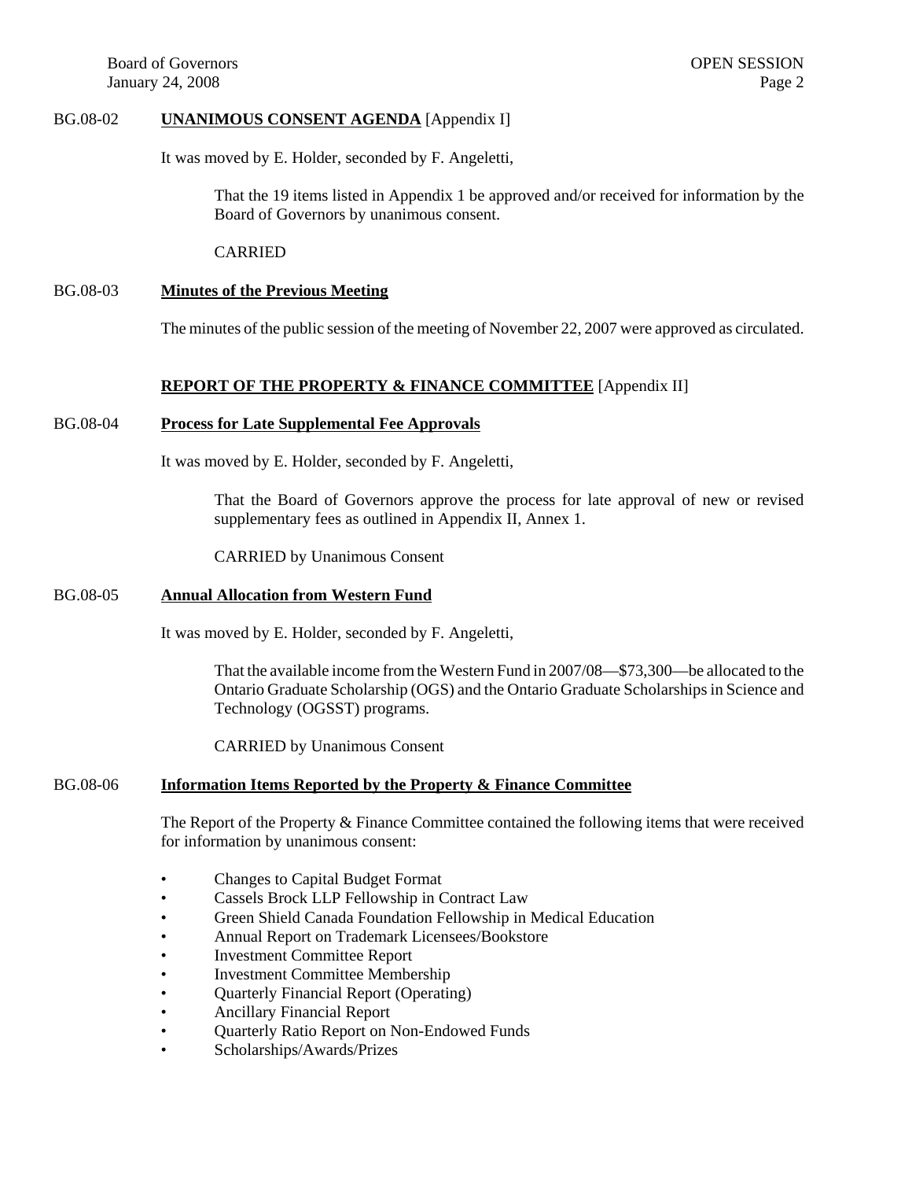**BG.08-02 UNANIMOUS CONSENT AGENDA** [Appendix I]

It was moved by E. Holder, seconded by F. Angeletti,

> That the 19 items listed in Appendix 1 be approved and/or received for information by the Board of Governors by unanimous consent.
>
> CARRIED

**BG.08-03 Minutes of the Previous Meeting**

The minutes of the public session of the meeting of November 22, 2007 were approved as circulated.

## REPORT OF THE PROPERTY & FINANCE COMMITTEE [Appendix II]

**BG.08-04 Process for Late Supplemental Fee Approvals**

It was moved by E. Holder, seconded by F. Angeletti,

> That the Board of Governors approve the process for late approval of new or revised supplementary fees as outlined in Appendix II, Annex 1.
>
> CARRIED by Unanimous Consent

**BG.08-05 Annual Allocation from Western Fund**

It was moved by E. Holder, seconded by F. Angeletti,

> That the available income from the Western Fund in 2007/08—$73,300—be allocated to the Ontario Graduate Scholarship (OGS) and the Ontario Graduate Scholarships in Science and Technology (OGSST) programs.
>
> CARRIED by Unanimous Consent

**BG.08-06 Information Items Reported by the Property & Finance Committee**

The Report of the Property & Finance Committee contained the following items that were received for information by unanimous consent:

- Changes to Capital Budget Format
- Cassels Brock LLP Fellowship in Contract Law
- Green Shield Canada Foundation Fellowship in Medical Education
- Annual Report on Trademark Licensees/Bookstore
- Investment Committee Report
- Investment Committee Membership
- Quarterly Financial Report (Operating)
- Ancillary Financial Report
- Quarterly Ratio Report on Non-Endowed Funds
- Scholarships/Awards/Prizes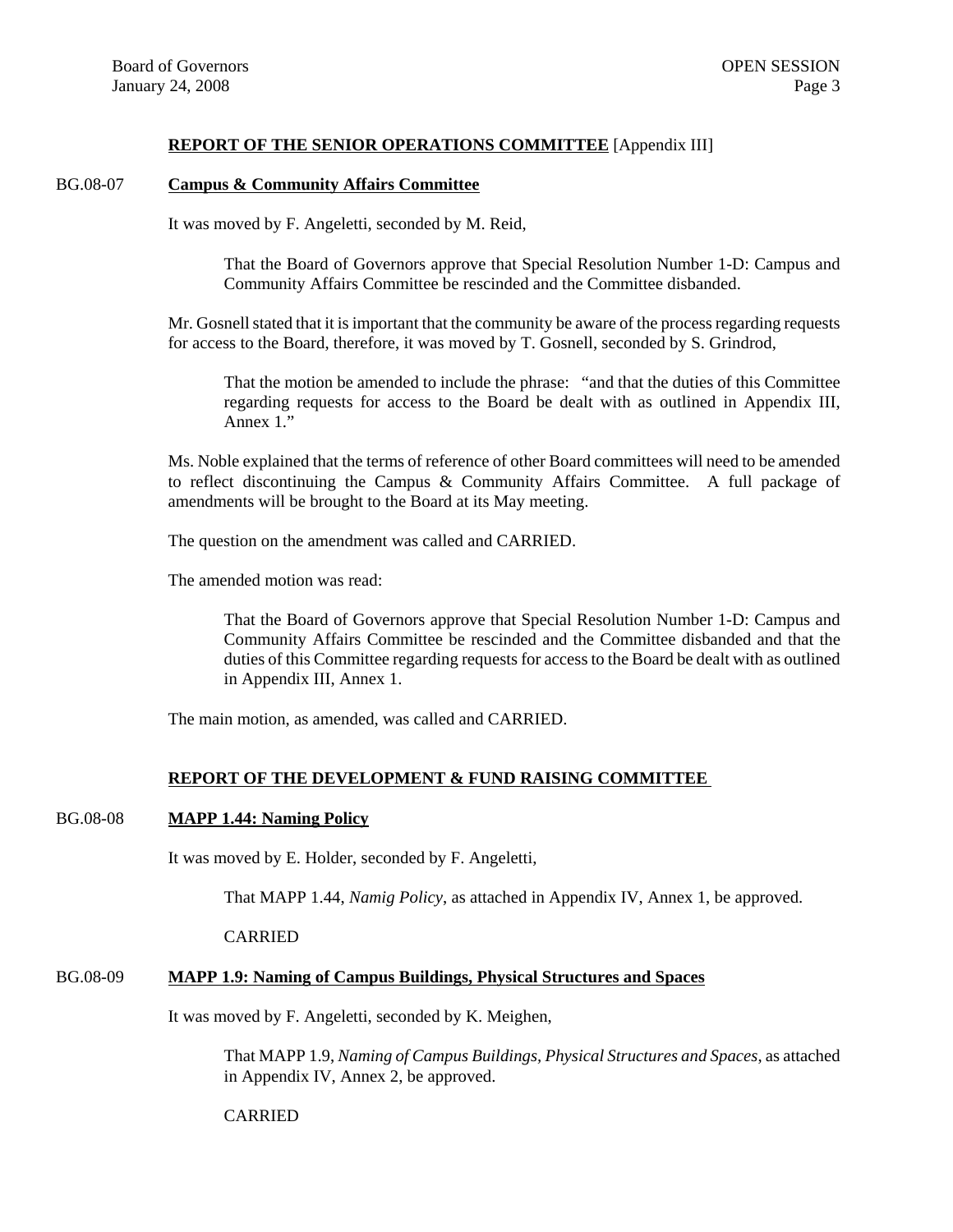**REPORT OF THE SENIOR OPERATIONS COMMITTEE** [Appendix III]

BG.08-07 **Campus & Community Affairs Committee**

It was moved by F. Angeletti, seconded by M. Reid,

> That the Board of Governors approve that Special Resolution Number 1-D: Campus and Community Affairs Committee be rescinded and the Committee disbanded.

Mr. Gosnell stated that it is important that the community be aware of the process regarding requests for access to the Board, therefore, it was moved by T. Gosnell, seconded by S. Grindrod,

> That the motion be amended to include the phrase: "and that the duties of this Committee regarding requests for access to the Board be dealt with as outlined in Appendix III, Annex 1."

Ms. Noble explained that the terms of reference of other Board committees will need to be amended to reflect discontinuing the Campus & Community Affairs Committee. A full package of amendments will be brought to the Board at its May meeting.

The question on the amendment was called and CARRIED.

The amended motion was read:

> That the Board of Governors approve that Special Resolution Number 1-D: Campus and Community Affairs Committee be rescinded and the Committee disbanded and that the duties of this Committee regarding requests for access to the Board be dealt with as outlined in Appendix III, Annex 1.

The main motion, as amended, was called and CARRIED.

**REPORT OF THE DEVELOPMENT & FUND RAISING COMMITTEE**

BG.08-08 **MAPP 1.44: Naming Policy**

It was moved by E. Holder, seconded by F. Angeletti,

> That MAPP 1.44, *Namig Policy*, as attached in Appendix IV, Annex 1, be approved.
>
> CARRIED

BG.08-09 **MAPP 1.9: Naming of Campus Buildings, Physical Structures and Spaces**

It was moved by F. Angeletti, seconded by K. Meighen,

> That MAPP 1.9, *Naming of Campus Buildings, Physical Structures and Spaces*, as attached in Appendix IV, Annex 2, be approved.
>
> CARRIED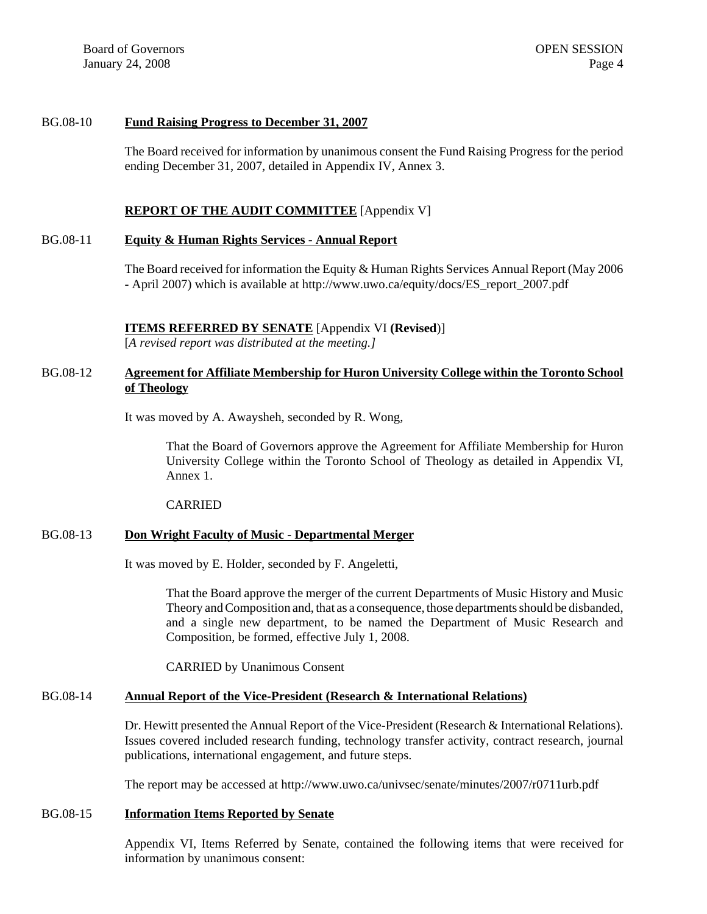**BG.08-10 Fund Raising Progress to December 31, 2007**

The Board received for information by unanimous consent the Fund Raising Progress for the period ending December 31, 2007, detailed in Appendix IV, Annex 3.

**REPORT OF THE AUDIT COMMITTEE** [Appendix V]

**BG.08-11 Equity & Human Rights Services - Annual Report**

The Board received for information the Equity & Human Rights Services Annual Report (May 2006 - April 2007) which is available at http://www.uwo.ca/equity/docs/ES_report_2007.pdf

**ITEMS REFERRED BY SENATE** [Appendix VI **(Revised**)]
[*A revised report was distributed at the meeting.]*

**BG.08-12 Agreement for Affiliate Membership for Huron University College within the Toronto School of Theology**

It was moved by A. Awaysheh, seconded by R. Wong,

> That the Board of Governors approve the Agreement for Affiliate Membership for Huron University College within the Toronto School of Theology as detailed in Appendix VI, Annex 1.
>
> CARRIED

**BG.08-13 Don Wright Faculty of Music - Departmental Merger**

It was moved by E. Holder, seconded by F. Angeletti,

> That the Board approve the merger of the current Departments of Music History and Music Theory and Composition and, that as a consequence, those departments should be disbanded, and a single new department, to be named the Department of Music Research and Composition, be formed, effective July 1, 2008.
>
> CARRIED by Unanimous Consent

**BG.08-14 Annual Report of the Vice-President (Research & International Relations)**

Dr. Hewitt presented the Annual Report of the Vice-President (Research & International Relations). Issues covered included research funding, technology transfer activity, contract research, journal publications, international engagement, and future steps.

The report may be accessed at http://www.uwo.ca/univsec/senate/minutes/2007/r0711urb.pdf

**BG.08-15 Information Items Reported by Senate**

Appendix VI, Items Referred by Senate, contained the following items that were received for information by unanimous consent: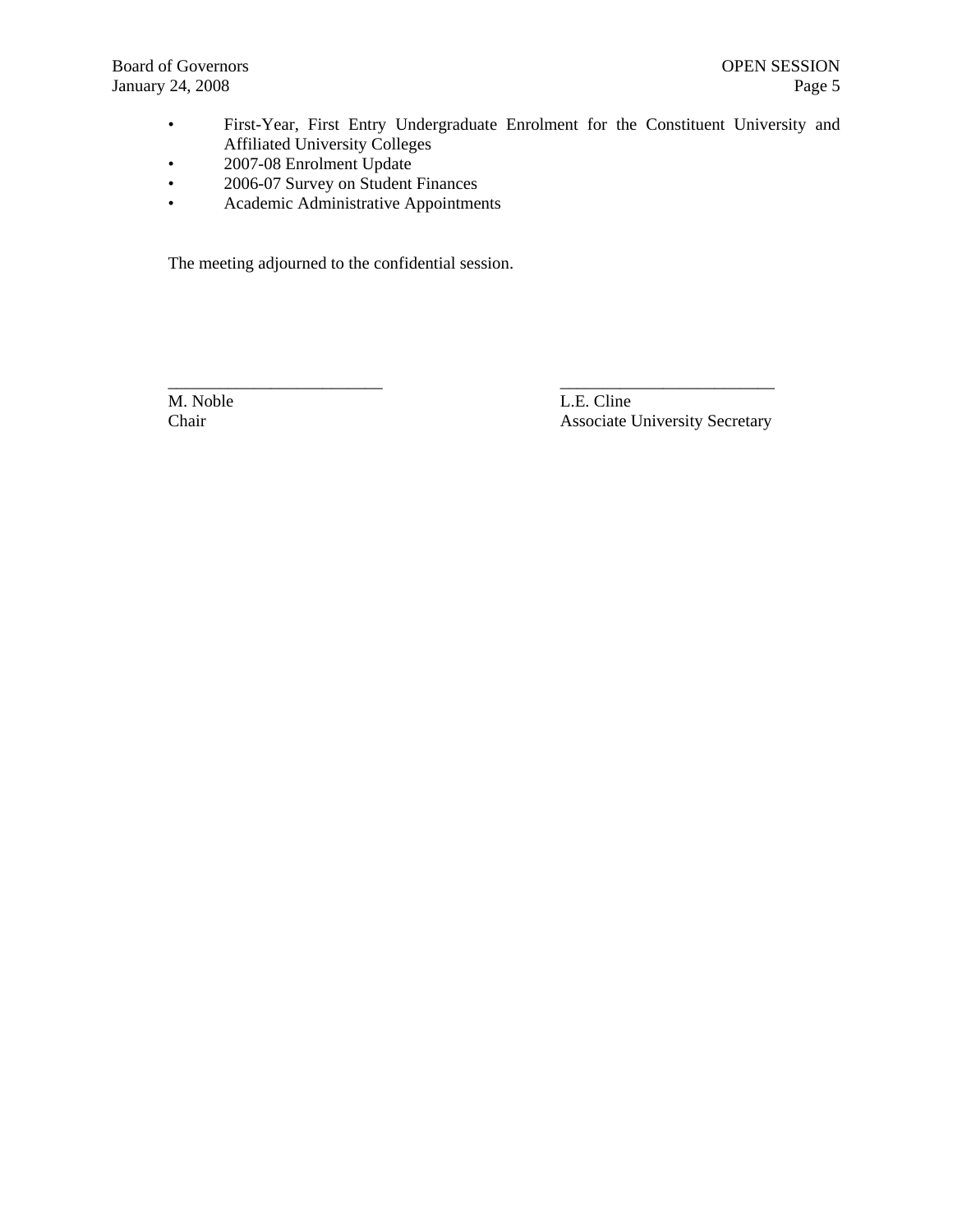- First-Year, First Entry Undergraduate Enrolment for the Constituent University and Affiliated University Colleges
- 2007-08 Enrolment Update
- 2006-07 Survey on Student Finances
- Academic Administrative Appointments

The meeting adjourned to the confidential session.

| _________________________ | _________________________ |
|---|---|
| M. Noble | L.E. Cline |
| Chair | Associate University Secretary |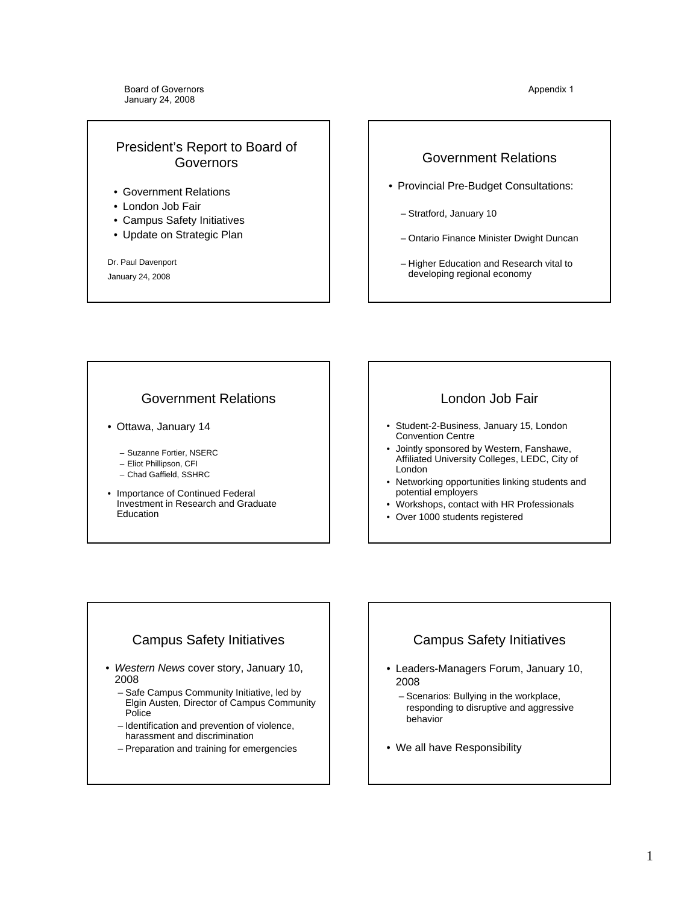Board of Governors
January 24, 2008

Appendix 1

## President's Report to Board of Governors

- Government Relations
- London Job Fair
- Campus Safety Initiatives
- Update on Strategic Plan

Dr. Paul Davenport

January 24, 2008

## Government Relations

- Provincial Pre-Budget Consultations:
  - Stratford, January 10
  - Ontario Finance Minister Dwight Duncan
  - Higher Education and Research vital to developing regional economy

## Government Relations

- Ottawa, January 14
  - Suzanne Fortier, NSERC
  - Eliot Phillipson, CFI
  - Chad Gaffield, SSHRC
- Importance of Continued Federal Investment in Research and Graduate Education

## London Job Fair

- Student-2-Business, January 15, London Convention Centre
- Jointly sponsored by Western, Fanshawe, Affiliated University Colleges, LEDC, City of London
- Networking opportunities linking students and potential employers
- Workshops, contact with HR Professionals
- Over 1000 students registered

## Campus Safety Initiatives

- *Western News* cover story, January 10, 2008
  - Safe Campus Community Initiative, led by Elgin Austen, Director of Campus Community Police
  - Identification and prevention of violence, harassment and discrimination
  - Preparation and training for emergencies

## Campus Safety Initiatives

- Leaders-Managers Forum, January 10, 2008
  - Scenarios: Bullying in the workplace, responding to disruptive and aggressive behavior
- We all have Responsibility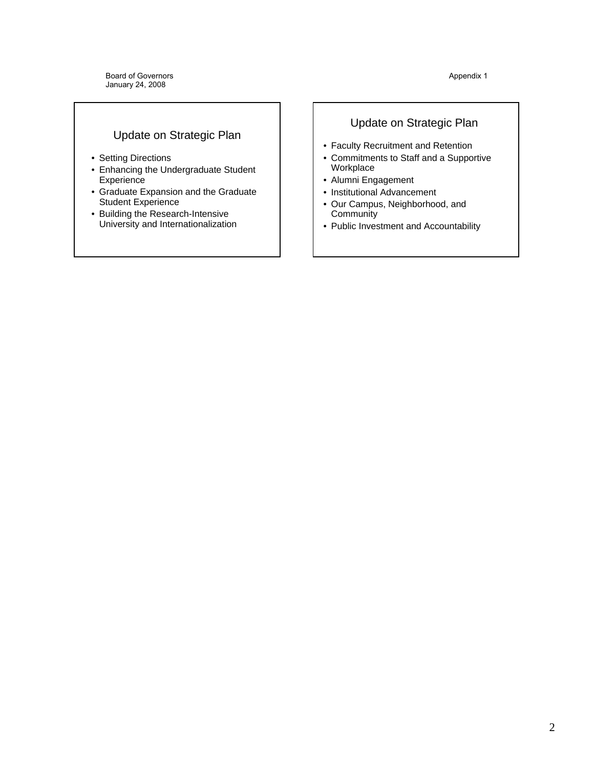Board of Governors
January 24, 2008

Appendix 1

## Update on Strategic Plan

- Setting Directions
- Enhancing the Undergraduate Student Experience
- Graduate Expansion and the Graduate Student Experience
- Building the Research-Intensive University and Internationalization

## Update on Strategic Plan

- Faculty Recruitment and Retention
- Commitments to Staff and a Supportive Workplace
- Alumni Engagement
- Institutional Advancement
- Our Campus, Neighborhood, and Community
- Public Investment and Accountability